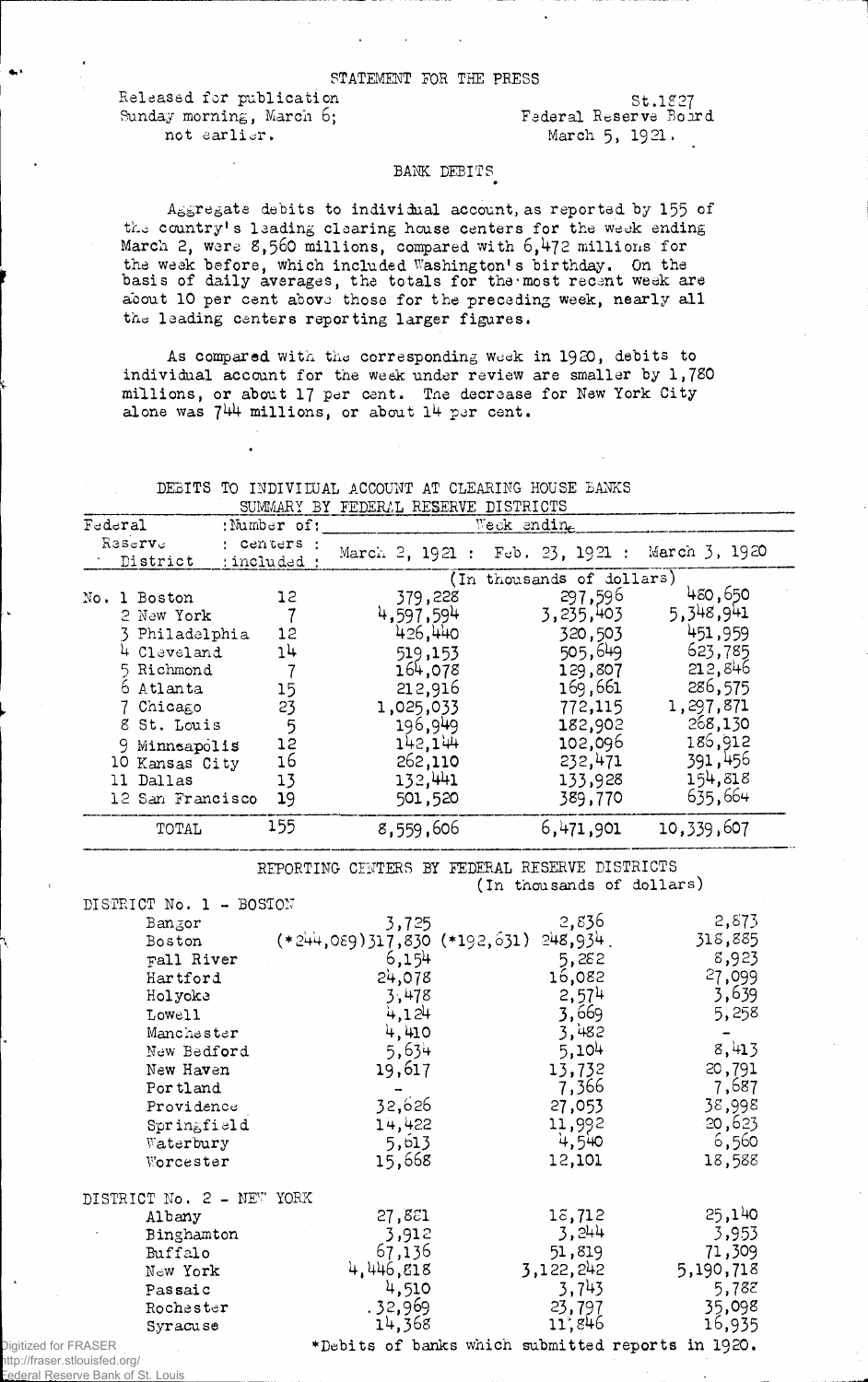STATEMENT FOR THE PRESS

Released for publication Sunday morning, March 6; not earlier.

St.1827
Federal Reserve Board
March 5, 1921.

## BANK DEBITS

Aggregate debits to individual account, as reported by 155 of the country's leading clearing house centers for the week ending March 2, were 8,560 millions, compared with 6,472 millions for the week before, which included Washington's birthday. On the basis of daily averages, the totals for the most recent week are about 10 per cent above those for the preceding week, nearly all the leading centers reporting larger figures.

As compared with the corresponding week in 1920, debits to individual account for the week under review are smaller by 1,780 millions, or about 17 per cent. The decrease for New York City alone was 744 millions, or about 14 per cent.

DEBITS TO INDIVIDUAL ACCOUNT AT CLEARING HOUSE BANKS
SUMMARY BY FEDERAL RESERVE DISTRICTS

| Federal Reserve District | Number of centers included | Week ending March 2, 1921 | Feb. 23, 1921 | March 3, 1920 |
|---|---|---|---|---|
| | | (In thousands of dollars) | | |
| No. 1 Boston | 12 | 379,228 | 297,596 | 480,650 |
| 2 New York | 7 | 4,597,594 | 3,235,403 | 5,348,941 |
| 3 Philadelphia | 12 | 426,440 | 320,503 | 451,959 |
| 4 Cleveland | 14 | 519,153 | 505,649 | 623,785 |
| 5 Richmond | 7 | 164,078 | 129,807 | 212,846 |
| 6 Atlanta | 15 | 212,916 | 169,661 | 286,575 |
| 7 Chicago | 23 | 1,025,033 | 772,115 | 1,297,871 |
| 8 St. Louis | 5 | 196,949 | 182,902 | 268,130 |
| 9 Minneapolis | 12 | 142,144 | 102,096 | 186,912 |
| 10 Kansas City | 16 | 262,110 | 232,471 | 391,456 |
| 11 Dallas | 13 | 132,441 | 133,928 | 154,818 |
| 12 San Francisco | 19 | 501,520 | 389,770 | 635,664 |
| TOTAL | 155 | 8,559,606 | 6,471,901 | 10,339,607 |

REPORTING CENTERS BY FEDERAL RESERVE DISTRICTS
(In thousands of dollars)

| | March 2, 1921 | Feb. 23, 1921 | March 3, 1920 |
|---|---|---|---|
| **DISTRICT No. 1 - BOSTON** | | | |
| Bangor | 3,725 | 2,836 | 2,873 |
| Boston | (*244,089)317,830 | (*192,631) 248,934 | 318,885 |
| Fall River | 6,154 | 5,282 | 8,923 |
| Hartford | 24,078 | 16,082 | 27,099 |
| Holyoke | 3,478 | 2,574 | 3,639 |
| Lowell | 4,124 | 3,669 | 5,258 |
| Manchester | 4,410 | 3,482 | - |
| New Bedford | 5,634 | 5,104 | 8,413 |
| New Haven | 19,617 | 13,732 | 20,791 |
| Portland | - | 7,366 | 7,687 |
| Providence | 32,626 | 27,053 | 38,998 |
| Springfield | 14,422 | 11,992 | 20,623 |
| Waterbury | 5,613 | 4,540 | 6,560 |
| Worcester | 15,668 | 12,101 | 18,588 |
| **DISTRICT No. 2 - NEW YORK** | | | |
| Albany | 27,881 | 18,712 | 25,140 |
| Binghamton | 3,912 | 3,244 | 3,953 |
| Buffalo | 67,136 | 51,819 | 71,309 |
| New York | 4,446,818 | 3,122,242 | 5,190,718 |
| Passaic | 4,510 | 3,743 | 5,788 |
| Rochester | 32,969 | 23,797 | 35,098 |
| Syracuse | 14,368 | 11,846 | 16,935 |

*Debits of banks which submitted reports in 1920.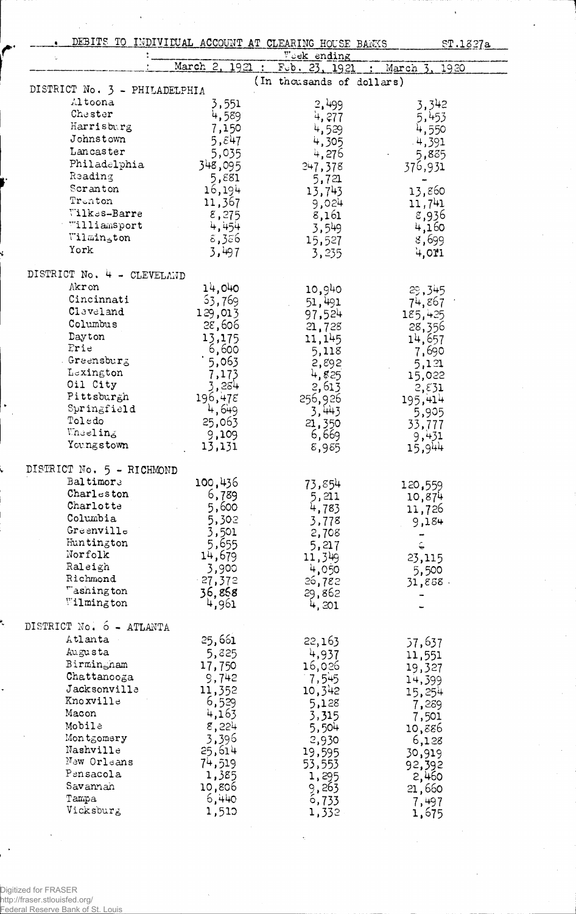DEBITS TO INDIVIDUAL ACCOUNT AT CLEARING HOUSE BANKS

ST.1827a

| | Week ending | | |
|---|---|---|---|
| | March 2, 1921 | Feb. 23, 1921 | March 3, 1920 |
| | (In thousands of dollars) | | |
| **DISTRICT No. 3 - PHILADELPHIA** | | | |
| Altoona | 3,551 | 2,499 | 3,342 |
| Chester | 4,589 | 4,277 | 5,453 |
| Harrisburg | 7,150 | 4,529 | 4,550 |
| Johnstown | 5,847 | 4,305 | 4,391 |
| Lancaster | 5,035 | 4,276 | 5,885 |
| Philadelphia | 348,095 | 247,378 | 376,931 |
| Reading | 5,881 | 5,721 | - |
| Scranton | 16,194 | 13,743 | 13,860 |
| Trenton | 11,367 | 9,024 | 11,741 |
| Wilkes-Barre | 8,275 | 8,161 | 8,936 |
| Williamsport | 4,454 | 3,549 | 4,160 |
| Wilmington | 8,386 | 15,527 | 8,699 |
| York | 3,497 | 3,235 | 4,071 |
| **DISTRICT No. 4 - CLEVELAND** | | | |
| Akron | 14,040 | 10,940 | 29,345 |
| Cincinnati | 63,769 | 51,491 | 74,867 |
| Cleveland | 129,013 | 97,524 | 185,425 |
| Columbus | 28,606 | 21,728 | 28,356 |
| Dayton | 13,175 | 11,145 | 14,657 |
| Erie | 6,600 | 5,118 | 7,690 |
| Greensburg | 5,063 | 2,892 | 5,121 |
| Lexington | 7,173 | 4,825 | 15,022 |
| Oil City | 3,284 | 2,613 | 2,831 |
| Pittsburgh | 196,478 | 256,926 | 195,414 |
| Springfield | 4,649 | 3,443 | 5,905 |
| Toledo | 25,063 | 21,350 | 33,777 |
| Wheeling | 9,109 | 6,669 | 9,431 |
| Youngstown | 13,131 | 8,985 | 15,944 |
| **DISTRICT No. 5 - RICHMOND** | | | |
| Baltimore | 100,436 | 73,854 | 120,559 |
| Charleston | 6,789 | 5,211 | 10,874 |
| Charlotte | 5,600 | 4,783 | 11,726 |
| Columbia | 5,302 | 3,778 | 9,184 |
| Greenville | 3,501 | 2,708 | - |
| Huntington | 5,655 | 5,217 | - |
| Norfolk | 14,679 | 11,349 | 23,115 |
| Raleigh | 3,900 | 4,050 | 5,500 |
| Richmond | 27,372 | 26,782 | 31,888 |
| Washington | 36,868 | 29,862 | - |
| Wilmington | 4,961 | 4,201 | - |
| **DISTRICT No. 6 - ATLANTA** | | | |
| Atlanta | 25,661 | 22,163 | 37,637 |
| Augusta | 5,825 | 4,937 | 11,551 |
| Birmingham | 17,750 | 16,026 | 19,327 |
| Chattanooga | 9,742 | 7,545 | 14,399 |
| Jacksonville | 11,352 | 10,342 | 15,254 |
| Knoxville | 6,529 | 5,128 | 7,289 |
| Macon | 4,163 | 3,315 | 7,501 |
| Mobile | 8,224 | 5,504 | 10,886 |
| Montgomery | 3,396 | 2,930 | 6,128 |
| Nashville | 25,614 | 19,595 | 30,919 |
| New Orleans | 74,519 | 53,553 | 92,392 |
| Pensacola | 1,385 | 1,295 | 2,460 |
| Savannah | 10,806 | 9,263 | 21,660 |
| Tampa | 6,440 | 6,733 | 7,497 |
| Vicksburg | 1,510 | 1,332 | 1,675 |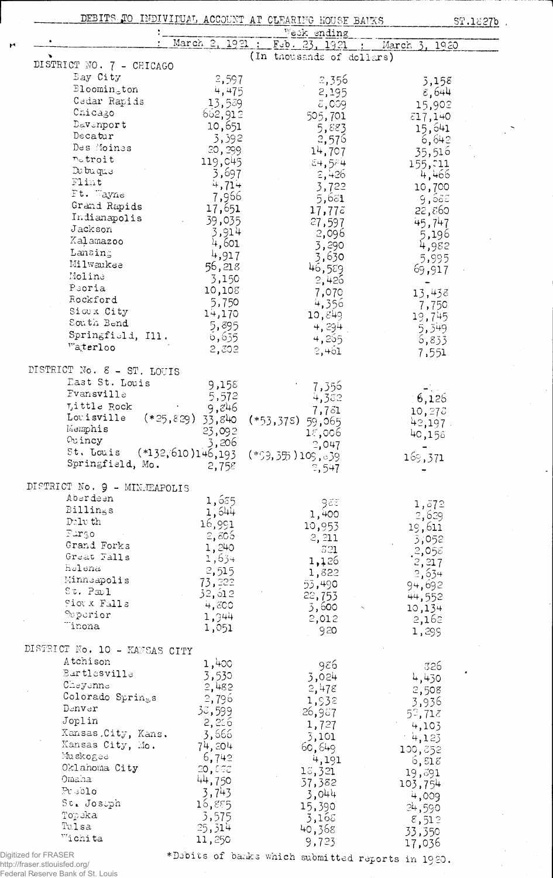DEBITS TO INDIVIDUAL ACCOUNT AT CLEARING HOUSE BANKS

ST.1827b

| | Week ending | | |
|---|---|---|---|
| | March 2, 1921 | Feb. 23, 1921 | March 3, 1920 |
| | (In thousands of dollars) | | |
| **DISTRICT NO. 7 - CHICAGO** | | | |
| Bay City | 2,597 | 2,356 | 3,158 |
| Bloomington | 4,475 | 2,195 | 8,644 |
| Cedar Rapids | 13,589 | 8,009 | 15,902 |
| Chicago | 662,912 | 505,701 | 817,140 |
| Davenport | 10,651 | 5,883 | 15,641 |
| Decatur | 3,392 | 2,576 | 6,642 |
| Des Moines | 20,299 | 14,707 | 35,516 |
| Detroit | 119,045 | 84,584 | 155,211 |
| Dubuque | 3,697 | 2,426 | 4,466 |
| Flint | 4,714 | 3,722 | 10,700 |
| Ft. Wayne | 7,966 | 5,681 | 9,688 |
| Grand Rapids | 17,651 | 17,778 | 22,860 |
| Indianapolis | 39,035 | 27,597 | 45,747 |
| Jackson | 3,914 | 2,096 | 5,196 |
| Kalamazoo | 4,601 | 3,290 | 4,982 |
| Lansing | 4,917 | 3,630 | 5,995 |
| Milwaukee | 56,218 | 46,589 | 69,917 |
| Moline | 3,150 | 2,426 | - |
| Peoria | 10,108 | 7,070 | 13,438 |
| Rockford | 5,750 | 4,356 | 7,750 |
| Sioux City | 14,170 | 10,849 | 19,745 |
| South Bend | 5,895 | 4,294 | 5,349 |
| Springfield, Ill. | 6,655 | 4,265 | 6,833 |
| Waterloo | 2,802 | 2,461 | 7,551 |
| **DISTRICT No. 8 - ST. LOUIS** | | | |
| East St. Louis | 9,158 | 7,356 | - |
| Evansville | 5,572 | 4,382 | 6,126 |
| Little Rock | 9,846 | 7,781 | 10,278 |
| Louisville (*25,829) | 33,840 | (*53,378) 59,065 | 42,197 |
| Memphis | 23,092 | 18,006 | 40,158 |
| Quincy | 3,206 | 2,047 | - |
| St. Louis (*132,610) | 146,193 | (*99,355) 109,039 | 169,371 |
| Springfield, Mo. | 2,758 | 2,547 | - |
| **DISTRICT No. 9 - MINNEAPOLIS** | | | |
| Aberdeen | 1,685 | 988 | 1,872 |
| Billings | 1,644 | 1,400 | 2,629 |
| Duluth | 16,991 | 10,953 | 19,611 |
| Fargo | 2,806 | 2,211 | 3,052 |
| Grand Forks | 1,240 | 821 | 2,058 |
| Great Falls | 1,634 | 1,126 | 2,217 |
| Helena | 2,515 | 1,822 | 2,634 |
| Minneapolis | 73,222 | 55,490 | 94,692 |
| St. Paul | 32,612 | 22,753 | 44,552 |
| Sioux Falls | 4,800 | 3,600 | 10,134 |
| Superior | 1,944 | 2,012 | 2,162 |
| Winona | 1,051 | 920 | 1,295 |
| **DISTRICT No. 10 - KANSAS CITY** | | | |
| Atchison | 1,400 | 986 | 826 |
| Bartlesville | 3,530 | 3,024 | 4,430 |
| Cheyenne | 2,482 | 2,478 | 2,508 |
| Colorado Springs | 2,796 | 1,932 | 3,936 |
| Denver | 38,599 | 26,987 | 59,718 |
| Joplin | 2,266 | 1,727 | 4,103 |
| Kansas City, Kans. | 3,666 | 3,101 | 4,123 |
| Kansas City, Mo. | 74,204 | 60,649 | 100,852 |
| Muskogee | 6,742 | 4,191 | 6,818 |
| Oklahoma City | 20,888 | 18,321 | 19,891 |
| Omaha | 44,750 | 37,382 | 103,754 |
| Pueblo | 3,743 | 3,044 | 4,009 |
| St. Joseph | 16,885 | 15,390 | 24,590 |
| Topeka | 3,575 | 3,168 | 8,512 |
| Tulsa | 25,314 | 40,368 | 33,350 |
| Wichita | 11,250 | 9,723 | 17,036 |

*Debits of banks which submitted reports in 1920.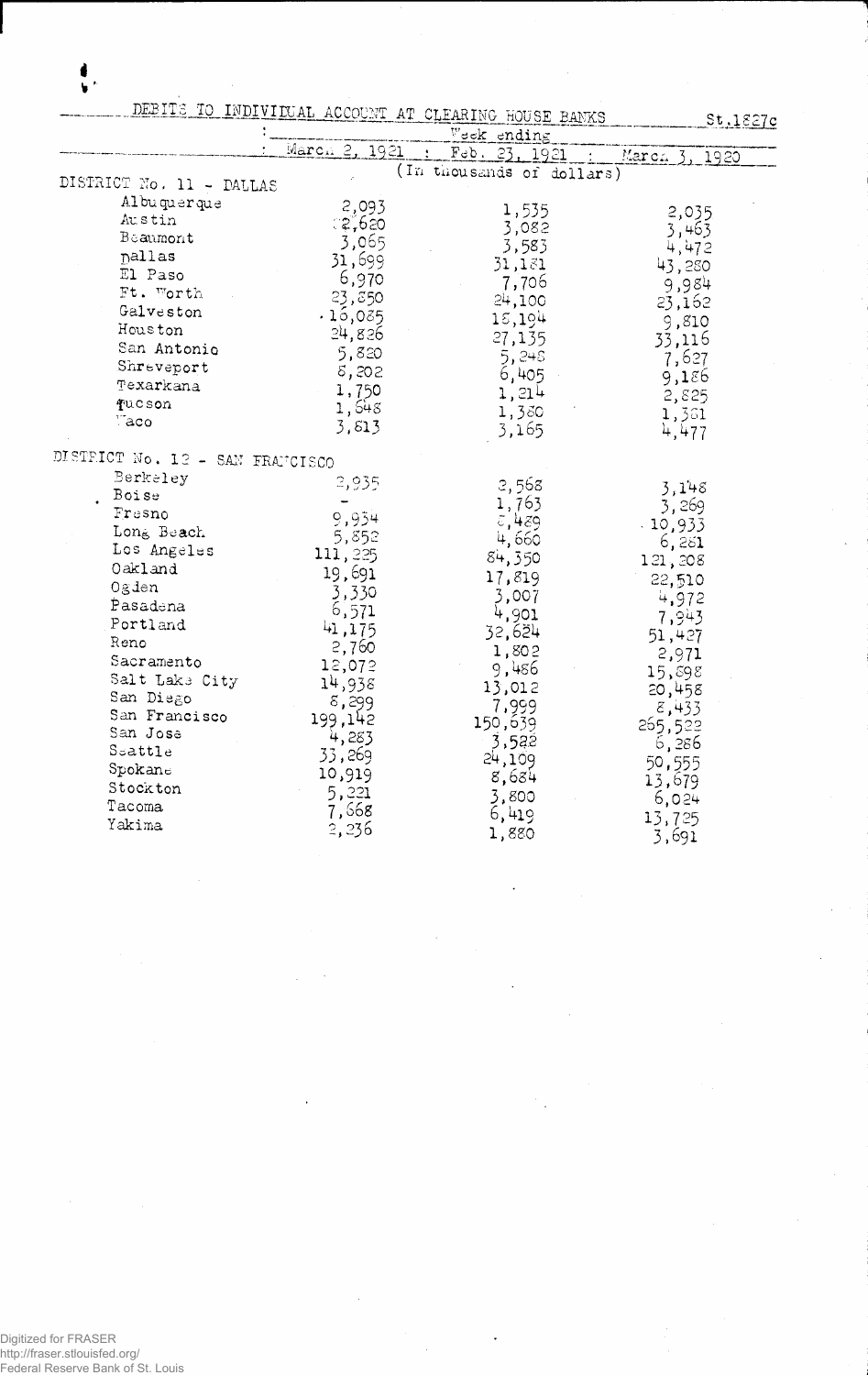DEBITS TO INDIVIDUAL ACCOUNT AT CLEARING HOUSE BANKS St.1827c

| | Week ending | | |
|---|---|---|---|
| | March 2, 1921 | Feb. 23, 1921 | March 3, 1920 |
| | (In thousands of dollars) | | |
| DISTRICT No. 11 - DALLAS | | | |
| Albuquerque | 2,093 | 1,535 | 2,035 |
| Austin | 2,620 | 3,082 | 3,463 |
| Beaumont | 3,065 | 3,583 | 4,472 |
| Dallas | 31,699 | 31,181 | 43,280 |
| El Paso | 6,970 | 7,706 | 9,984 |
| Ft. Worth | 23,850 | 24,100 | 23,162 |
| Galveston | 16,085 | 18,194 | 9,810 |
| Houston | 24,826 | 27,135 | 33,116 |
| San Antonio | 5,820 | 5,248 | 7,627 |
| Shreveport | 8,202 | 6,405 | 9,186 |
| Texarkana | 1,750 | 1,214 | 2,825 |
| Tucson | 1,648 | 1,380 | 1,381 |
| Waco | 3,813 | 3,165 | 4,477 |
| DISTRICT No. 12 - SAN FRANCISCO | | | |
| Berkeley | 2,935 | 2,568 | 3,148 |
| Boise | - | 1,763 | 3,269 |
| Fresno | 9,934 | 8,489 | 10,933 |
| Long Beach | 5,852 | 4,660 | 6,281 |
| Los Angeles | 111,225 | 84,350 | 121,208 |
| Oakland | 19,691 | 17,819 | 22,510 |
| Ogden | 3,330 | 3,007 | 4,972 |
| Pasadena | 6,571 | 4,901 | 7,943 |
| Portland | 41,175 | 32,624 | 51,427 |
| Reno | 2,760 | 1,802 | 2,971 |
| Sacramento | 12,072 | 9,486 | 15,898 |
| Salt Lake City | 14,938 | 13,012 | 20,458 |
| San Diego | 8,299 | 7,999 | 8,433 |
| San Francisco | 199,142 | 150,639 | 265,522 |
| San Jose | 4,283 | 3,522 | 6,286 |
| Seattle | 33,269 | 24,109 | 50,555 |
| Spokane | 10,919 | 8,684 | 13,679 |
| Stockton | 5,221 | 3,800 | 6,024 |
| Tacoma | 7,668 | 6,419 | 13,725 |
| Yakima | 2,236 | 1,880 | 3,691 |